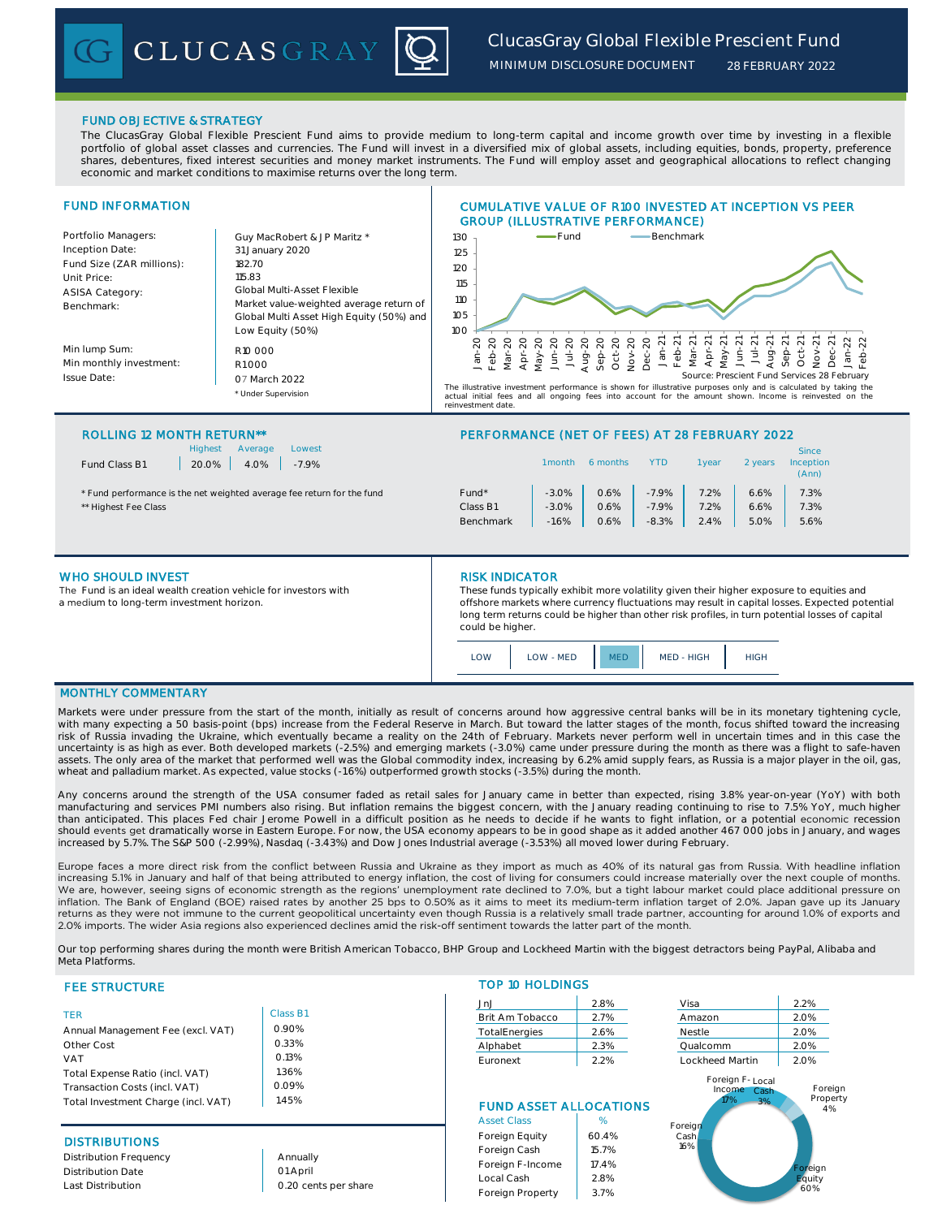# ClucasGray Global Flexible Prescient Fund

MINIMUM DISCLOSURE DOCUMENT 28 FEBRUARY 2022

## FUND OBJECTIVE & STRATEGY

The ClucasGray Global Flexible Prescient Fund aims to provide medium to long-term capital and income growth over time by investing in a flexible portfolio of global asset classes and currencies. The Fund will invest in a diversified mix of global assets, including equities, bonds, property, preference shares, debentures, fixed interest securities and money market instruments. The Fund will employ asset and geographical allocations to reflect changing economic and market conditions to maximise returns over the long term.

## FUND INFORMATION

| | |
|---|---|
| Portfolio Managers: | Guy MacRobert & J P Maritz * |
| Inception Date: | 31 January 2020 |
| Fund Size (ZAR millions): | 182.70 |
| Unit Price: | 115.83 |
| ASISA Category: | Global Multi-Asset Flexible |
| Benchmark: | Market value-weighted average return of Global Multi Asset High Equity (50%) and Low Equity (50%) |
| Min lump Sum: | R10 000 |
| Min monthly investment: | R1000 |
| Issue Date: | 07 March 2022 |

\* Under Supervision

## CUMULATIVE VALUE OF R100 INVESTED AT INCEPTION VS PEER GROUP (ILLUSTRATIVE PERFORMANCE)

Source: Prescient Fund Services 28 February

The illustrative investment performance is shown for illustrative purposes only and is calculated by taking the actual initial fees and all ongoing fees into account for the amount shown. Income is reinvested on the reinvestment date.

## ROLLING 12 MONTH RETURN**

| | Highest | Average | Lowest |
|---|---|---|---|
| Fund Class B1 | 20.0% | 4.0% | -7.9% |

\* Fund performance is the net weighted average fee return for the fund

\** Highest Fee Class

## PERFORMANCE (NET OF FEES) AT 28 FEBRUARY 2022

| | 1 month | 6 months | YTD | 1 year | 2 years | Since Inception (Ann) |
|---|---|---|---|---|---|---|
| Fund* | -3.0% | 0.6% | -7.9% | 7.2% | 6.6% | 7.3% |
| Class B1 | -3.0% | 0.6% | -7.9% | 7.2% | 6.6% | 7.3% |
| Benchmark | -1.6% | 0.6% | -8.3% | 2.4% | 5.0% | 5.6% |

## WHO SHOULD INVEST

The Fund is an ideal wealth creation vehicle for investors with a medium to long-term investment horizon.

## RISK INDICATOR

These funds typically exhibit more volatility given their higher exposure to equities and offshore markets where currency fluctuations may result in capital losses. Expected potential long term returns could be higher than other risk profiles, in turn potential losses of capital could be higher.

LOW | LOW - MED | **MED** | MED - HIGH | HIGH

## MONTHLY COMMENTARY

Markets were under pressure from the start of the month, initially as result of concerns around how aggressive central banks will be in its monetary tightening cycle, with many expecting a 50 basis-point (bps) increase from the Federal Reserve in March. But toward the latter stages of the month, focus shifted toward the increasing risk of Russia invading the Ukraine, which eventually became a reality on the 24th of February. Markets never perform well in uncertain times and in this case the uncertainty is as high as ever. Both developed markets (-2.5%) and emerging markets (-3.0%) came under pressure during the month as there was a flight to safe-haven assets. The only area of the market that performed well was the Global commodity index, increasing by 6.2% amid supply fears, as Russia is a major player in the oil, gas, wheat and palladium market. As expected, value stocks (-1.6%) outperformed growth stocks (-3.5%) during the month.

Any concerns around the strength of the USA consumer faded as retail sales for January came in better than expected, rising 3.8% year-on-year (YoY) with both manufacturing and services PMI numbers also rising. But inflation remains the biggest concern, with the January reading continuing to rise to 7.5% YoY, much higher than anticipated. This places Fed chair Jerome Powell in a difficult position as he needs to decide if he wants to fight inflation, or a potential economic recession should events get dramatically worse in Eastern Europe. For now, the USA economy appears to be in good shape as it added another 467 000 jobs in January, and wages increased by 5.7%. The S&P 500 (-2.99%), Nasdaq (-3.43%) and Dow Jones Industrial average (-3.53%) all moved lower during February.

Europe faces a more direct risk from the conflict between Russia and Ukraine as they import as much as 40% of its natural gas from Russia. With headline inflation increasing 5.1% in January and half of that being attributed to energy inflation, the cost of living for consumers could increase materially over the next couple of months. We are, however, seeing signs of economic strength as the regions' unemployment rate declined to 7.0%, but a tight labour market could place additional pressure on inflation. The Bank of England (BOE) raised rates by another 25 bps to 0.50% as it aims to meet its medium-term inflation target of 2.0%. Japan gave up its January returns as they were not immune to the current geopolitical uncertainty even though Russia is a relatively small trade partner, accounting for around 1.0% of exports and 2.0% imports. The wider Asia regions also experienced declines amid the risk-off sentiment towards the latter part of the month.

Our top performing shares during the month were British American Tobacco, BHP Group and Lockheed Martin with the biggest detractors being PayPal, Alibaba and Meta Platforms.

## FEE STRUCTURE

| TER | Class B1 |
|---|---|
| Annual Management Fee (excl. VAT) | 0.90% |
| Other Cost | 0.33% |
| VAT | 0.13% |
| Total Expense Ratio (incl. VAT) | 1.36% |
| Transaction Costs (incl. VAT) | 0.09% |
| Total Investment Charge (incl. VAT) | 1.45% |

## DISTRIBUTIONS

| | |
|---|---|
| Distribution Frequency | Annually |
| Distribution Date | 01 April |
| Last Distribution | 0.20 cents per share |

## TOP 10 HOLDINGS

| | | | |
|---|---|---|---|
| JnJ | 2.8% | Visa | 2.2% |
| Brit Am Tobacco | 2.7% | Amazon | 2.0% |
| TotalEnergies | 2.6% | Nestle | 2.0% |
| Alphabet | 2.3% | Qualcomm | 2.0% |
| Euronext | 2.2% | Lockheed Martin | 2.0% |

## FUND ASSET ALLOCATIONS

| Asset Class | % |
|---|---|
| Foreign Equity | 60.4% |
| Foreign Cash | 15.7% |
| Foreign F-Income | 17.4% |
| Local Cash | 2.8% |
| Foreign Property | 3.7% |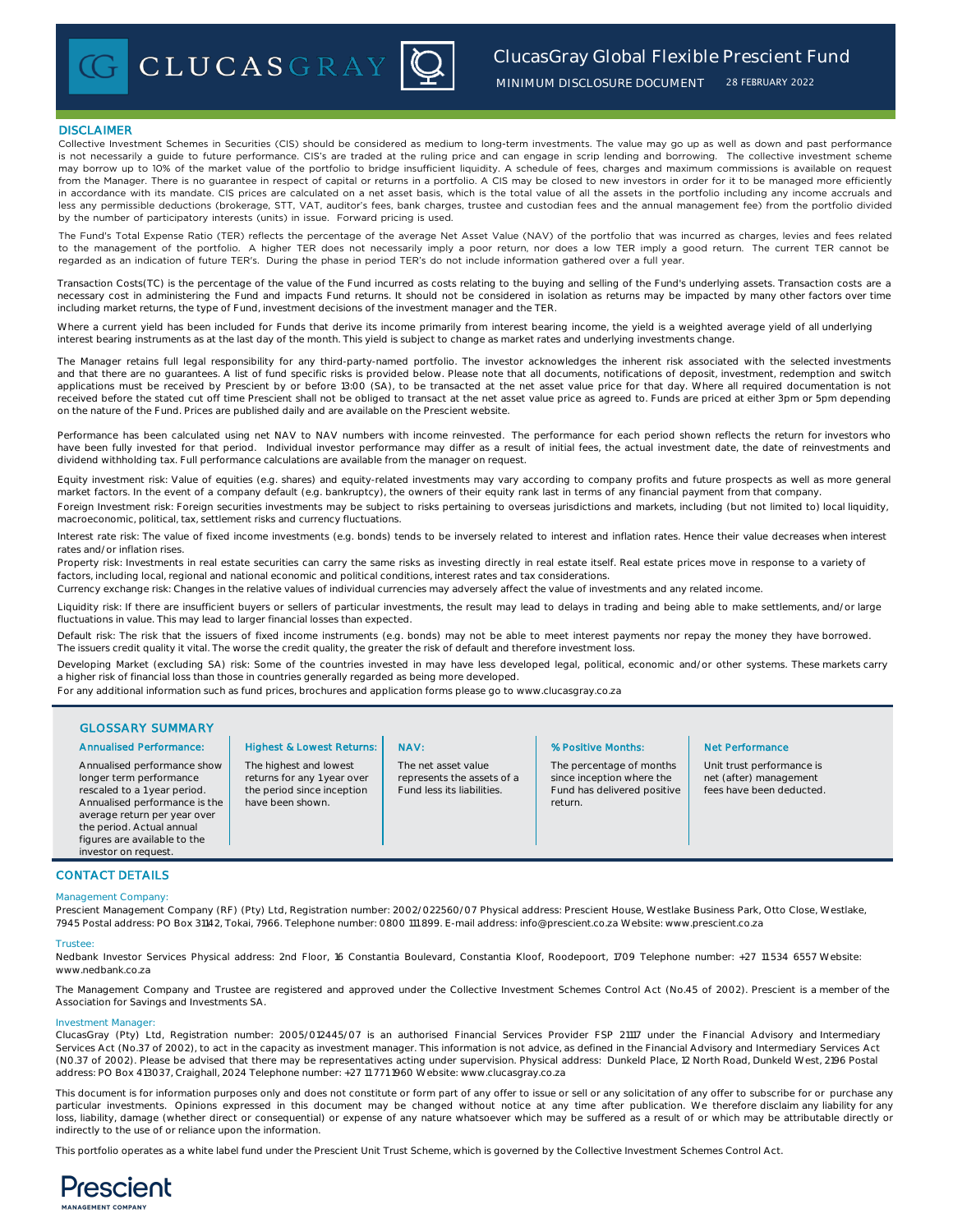CLUCASGRAY

# ClucasGray Global Flexible Prescient Fund

MINIMUM DISCLOSURE DOCUMENT 28 FEBRUARY 2022

## DISCLAIMER

Collective Investment Schemes in Securities (CIS) should be considered as medium to long-term investments. The value may go up as well as down and past performance is not necessarily a guide to future performance. CIS's are traded at the ruling price and can engage in scrip lending and borrowing. The collective investment scheme may borrow up to 10% of the market value of the portfolio to bridge insufficient liquidity. A schedule of fees, charges and maximum commissions is available on request from the Manager. There is no guarantee in respect of capital or returns in a portfolio. A CIS may be closed to new investors in order for it to be managed more efficiently in accordance with its mandate. CIS prices are calculated on a net asset basis, which is the total value of all the assets in the portfolio including any income accruals and less any permissible deductions (brokerage, STT, VAT, auditor's fees, bank charges, trustee and custodian fees and the annual management fee) from the portfolio divided by the number of participatory interests (units) in issue. Forward pricing is used.

The Fund's Total Expense Ratio (TER) reflects the percentage of the average Net Asset Value (NAV) of the portfolio that was incurred as charges, levies and fees related to the management of the portfolio. A higher TER does not necessarily imply a poor return, nor does a low TER imply a good return. The current TER cannot be regarded as an indication of future TER's. During the phase in period TER's do not include information gathered over a full year.

Transaction Costs(TC) is the percentage of the value of the Fund incurred as costs relating to the buying and selling of the Fund's underlying assets. Transaction costs are a necessary cost in administering the Fund and impacts Fund returns. It should not be considered in isolation as returns may be impacted by many other factors over time including market returns, the type of Fund, investment decisions of the investment manager and the TER.

Where a current yield has been included for Funds that derive its income primarily from interest bearing income, the yield is a weighted average yield of all underlying interest bearing instruments as at the last day of the month. This yield is subject to change as market rates and underlying investments change.

The Manager retains full legal responsibility for any third-party-named portfolio. The investor acknowledges the inherent risk associated with the selected investments and that there are no guarantees. A list of fund specific risks is provided below. Please note that all documents, notifications of deposit, investment, redemption and switch applications must be received by Prescient by or before 13:00 (SA), to be transacted at the net asset value price for that day. Where all required documentation is not received before the stated cut off time Prescient shall not be obliged to transact at the net asset value price as agreed to. Funds are priced at either 3pm or 5pm depending on the nature of the Fund. Prices are published daily and are available on the Prescient website.

Performance has been calculated using net NAV to NAV numbers with income reinvested. The performance for each period shown reflects the return for investors who have been fully invested for that period. Individual investor performance may differ as a result of initial fees, the actual investment date, the date of reinvestments and dividend withholding tax. Full performance calculations are available from the manager on request.

Equity investment risk: Value of equities (e.g. shares) and equity-related investments may vary according to company profits and future prospects as well as more general market factors. In the event of a company default (e.g. bankruptcy), the owners of their equity rank last in terms of any financial payment from that company.

Foreign Investment risk: Foreign securities investments may be subject to risks pertaining to overseas jurisdictions and markets, including (but not limited to) local liquidity, macroeconomic, political, tax, settlement risks and currency fluctuations.

Interest rate risk: The value of fixed income investments (e.g. bonds) tends to be inversely related to interest and inflation rates. Hence their value decreases when interest rates and/or inflation rises.

Property risk: Investments in real estate securities can carry the same risks as investing directly in real estate itself. Real estate prices move in response to a variety of factors, including local, regional and national economic and political conditions, interest rates and tax considerations.

Currency exchange risk: Changes in the relative values of individual currencies may adversely affect the value of investments and any related income.

Liquidity risk: If there are insufficient buyers or sellers of particular investments, the result may lead to delays in trading and being able to make settlements, and/or large fluctuations in value. This may lead to larger financial losses than expected.

Default risk: The risk that the issuers of fixed income instruments (e.g. bonds) may not be able to meet interest payments nor repay the money they have borrowed. The issuers credit quality it vital. The worse the credit quality, the greater the risk of default and therefore investment loss.

Developing Market (excluding SA) risk: Some of the countries invested in may have less developed legal, political, economic and/or other systems. These markets carry a higher risk of financial loss than those in countries generally regarded as being more developed.

For any additional information such as fund prices, brochures and application forms please go to www.clucasgray.co.za

## GLOSSARY SUMMARY

**Annualised Performance:**
Annualised performance show longer term performance rescaled to a 1 year period. Annualised performance is the average return per year over the period. Actual annual figures are available to the investor on request.

**Highest & Lowest Returns:**
The highest and lowest returns for any 1 year over the period since inception have been shown.

**NAV:**
The net asset value represents the assets of a Fund less its liabilities.

**% Positive Months:**
The percentage of months since inception where the Fund has delivered positive return.

**Net Performance**
Unit trust performance is net (after) management fees have been deducted.

## CONTACT DETAILS

**Management Company:**
Prescient Management Company (RF) (Pty) Ltd, Registration number: 2002/022560/07 Physical address: Prescient House, Westlake Business Park, Otto Close, Westlake, 7945 Postal address: PO Box 31142, Tokai, 7966. Telephone number: 0800 111 899. E-mail address: info@prescient.co.za Website: www.prescient.co.za

**Trustee:**
Nedbank Investor Services Physical address: 2nd Floor, 16 Constantia Boulevard, Constantia Kloof, Roodepoort, 1709 Telephone number: +27 11 534 6557 Website: www.nedbank.co.za

The Management Company and Trustee are registered and approved under the Collective Investment Schemes Control Act (No.45 of 2002). Prescient is a member of the Association for Savings and Investments SA.

**Investment Manager:**
ClucasGray (Pty) Ltd, Registration number: 2005/012445/07 is an authorised Financial Services Provider FSP 21117 under the Financial Advisory and Intermediary Services Act (No.37 of 2002), to act in the capacity as investment manager. This information is not advice, as defined in the Financial Advisory and Intermediary Services Act (N0.37 of 2002). Please be advised that there may be representatives acting under supervision. Physical address: Dunkeld Place, 12 North Road, Dunkeld West, 2196 Postal address: PO Box 413037, Craighall, 2024 Telephone number: +27 11 771 1960 Website: www.clucasgray.co.za

This document is for information purposes only and does not constitute or form part of any offer to issue or sell or any solicitation of any offer to subscribe for or purchase any particular investments. Opinions expressed in this document may be changed without notice at any time after publication. We therefore disclaim any liability for any loss, liability, damage (whether direct or consequential) or expense of any nature whatsoever which may be suffered as a result of or which may be attributable directly or indirectly to the use of or reliance upon the information.

This portfolio operates as a white label fund under the Prescient Unit Trust Scheme, which is governed by the Collective Investment Schemes Control Act.

Prescient
MANAGEMENT COMPANY